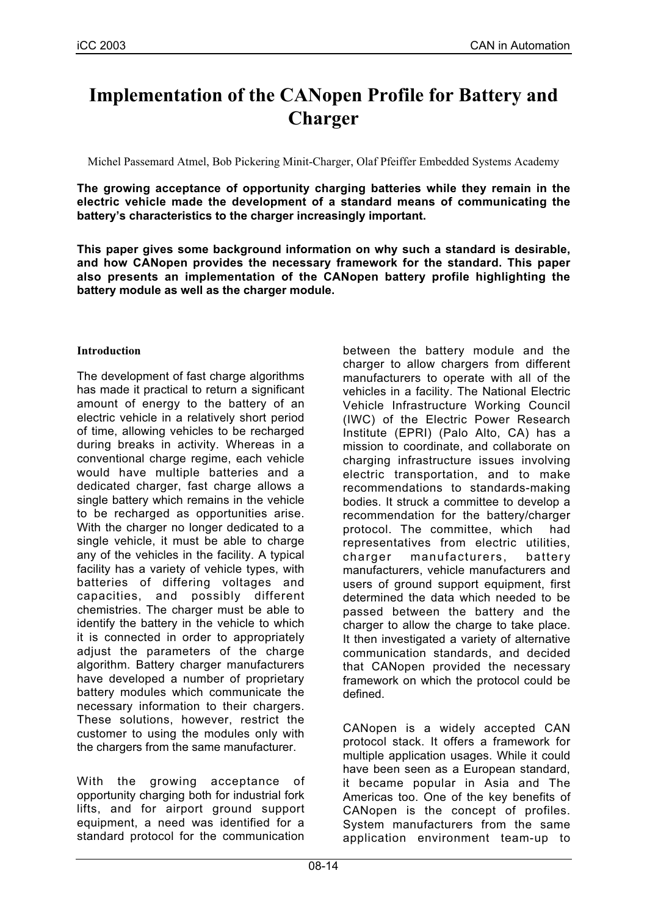# Implementation of the CANopen Profile for Battery and Charger

Michel Passemard Atmel, Bob Pickering Minit-Charger, Olaf Pfeiffer Embedded Systems Academy

**The growing acceptance of opportunity charging batteries while they remain in the electric vehicle made the development of a standard means of communicating the battery's characteristics to the charger increasingly important.**

**This paper gives some background information on why such a standard is desirable, and how CANopen provides the necessary framework for the standard. This paper also presents an implementation of the CANopen battery profile highlighting the battery module as well as the charger module.**

## Introduction

The development of fast charge algorithms has made it practical to return a significant amount of energy to the battery of an electric vehicle in a relatively short period of time, allowing vehicles to be recharged during breaks in activity. Whereas in a conventional charge regime, each vehicle would have multiple batteries and a dedicated charger, fast charge allows a single battery which remains in the vehicle to be recharged as opportunities arise. With the charger no longer dedicated to a single vehicle, it must be able to charge any of the vehicles in the facility. A typical facility has a variety of vehicle types, with batteries of differing voltages and capacities, and possibly different chemistries. The charger must be able to identify the battery in the vehicle to which it is connected in order to appropriately adjust the parameters of the charge algorithm. Battery charger manufacturers have developed a number of proprietary battery modules which communicate the necessary information to their chargers. These solutions, however, restrict the customer to using the modules only with the chargers from the same manufacturer.

With the growing acceptance of opportunity charging both for industrial fork lifts, and for airport ground support equipment, a need was identified for a standard protocol for the communication between the battery module and the charger to allow chargers from different manufacturers to operate with all of the vehicles in a facility. The National Electric Vehicle Infrastructure Working Council (IWC) of the Electric Power Research Institute (EPRI) (Palo Alto, CA) has a mission to coordinate, and collaborate on charging infrastructure issues involving electric transportation, and to make recommendations to standards-making bodies. It struck a committee to develop a recommendation for the battery/charger protocol. The committee, which had representatives from electric utilities, charger manufacturers, battery manufacturers, vehicle manufacturers and users of ground support equipment, first determined the data which needed to be passed between the battery and the charger to allow the charge to take place. It then investigated a variety of alternative communication standards, and decided that CANopen provided the necessary framework on which the protocol could be defined.

CANopen is a widely accepted CAN protocol stack. It offers a framework for multiple application usages. While it could have been seen as a European standard, it became popular in Asia and The Americas too. One of the key benefits of CANopen is the concept of profiles. System manufacturers from the same application environment team-up to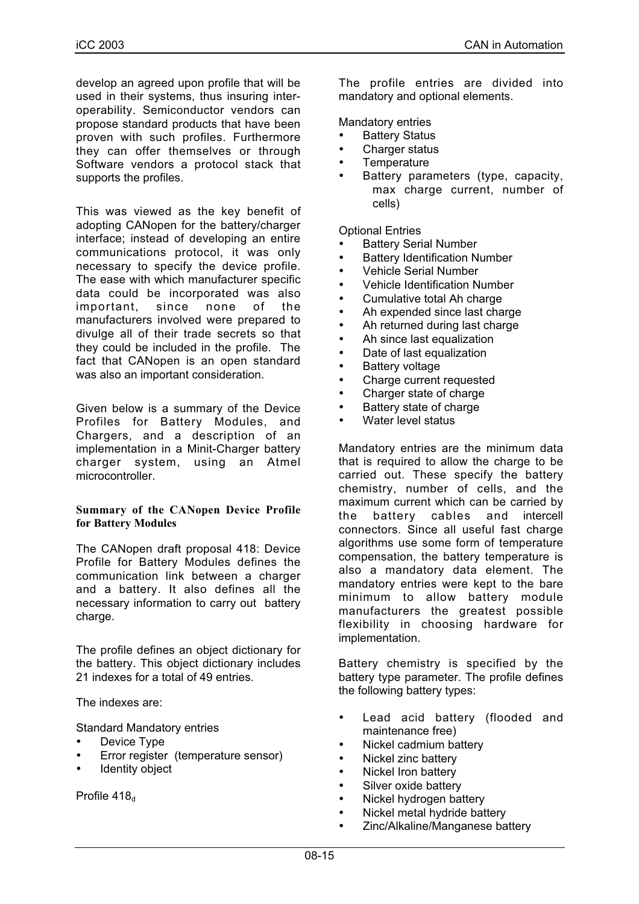develop an agreed upon profile that will be used in their systems, thus insuring inter-operability. Semiconductor vendors can propose standard products that have been proven with such profiles. Furthermore they can offer themselves or through Software vendors a protocol stack that supports the profiles.

This was viewed as the key benefit of adopting CANopen for the battery/charger interface; instead of developing an entire communications protocol, it was only necessary to specify the device profile. The ease with which manufacturer specific data could be incorporated was also important, since none of the manufacturers involved were prepared to divulge all of their trade secrets so that they could be included in the profile. The fact that CANopen is an open standard was also an important consideration.

Given below is a summary of the Device Profiles for Battery Modules, and Chargers, and a description of an implementation in a Minit-Charger battery charger system, using an Atmel microcontroller.

### Summary of the CANopen Device Profile for Battery Modules

The CANopen draft proposal 418: Device Profile for Battery Modules defines the communication link between a charger and a battery. It also defines all the necessary information to carry out battery charge.

The profile defines an object dictionary for the battery. This object dictionary includes 21 indexes for a total of 49 entries.

The indexes are:

Standard Mandatory entries

- Device Type
- Error register (temperature sensor)
- Identity object

Profile $418_d$

The profile entries are divided into mandatory and optional elements.

Mandatory entries

- Battery Status
- Charger status
- Temperature
- Battery parameters (type, capacity, max charge current, number of cells)

Optional Entries

- Battery Serial Number
- Battery Identification Number
- Vehicle Serial Number
- Vehicle Identification Number
- Cumulative total Ah charge
- Ah expended since last charge
- Ah returned during last charge
- Ah since last equalization
- Date of last equalization
- Battery voltage
- Charge current requested
- Charger state of charge
- Battery state of charge
- Water level status

Mandatory entries are the minimum data that is required to allow the charge to be carried out. These specify the battery chemistry, number of cells, and the maximum current which can be carried by the battery cables and intercell connectors. Since all useful fast charge algorithms use some form of temperature compensation, the battery temperature is also a mandatory data element. The mandatory entries were kept to the bare minimum to allow battery module manufacturers the greatest possible flexibility in choosing hardware for implementation.

Battery chemistry is specified by the battery type parameter. The profile defines the following battery types:

- Lead acid battery (flooded and maintenance free)
- Nickel cadmium battery
- Nickel zinc battery
- Nickel Iron battery
- Silver oxide battery
- Nickel hydrogen battery
- Nickel metal hydride battery
- Zinc/Alkaline/Manganese battery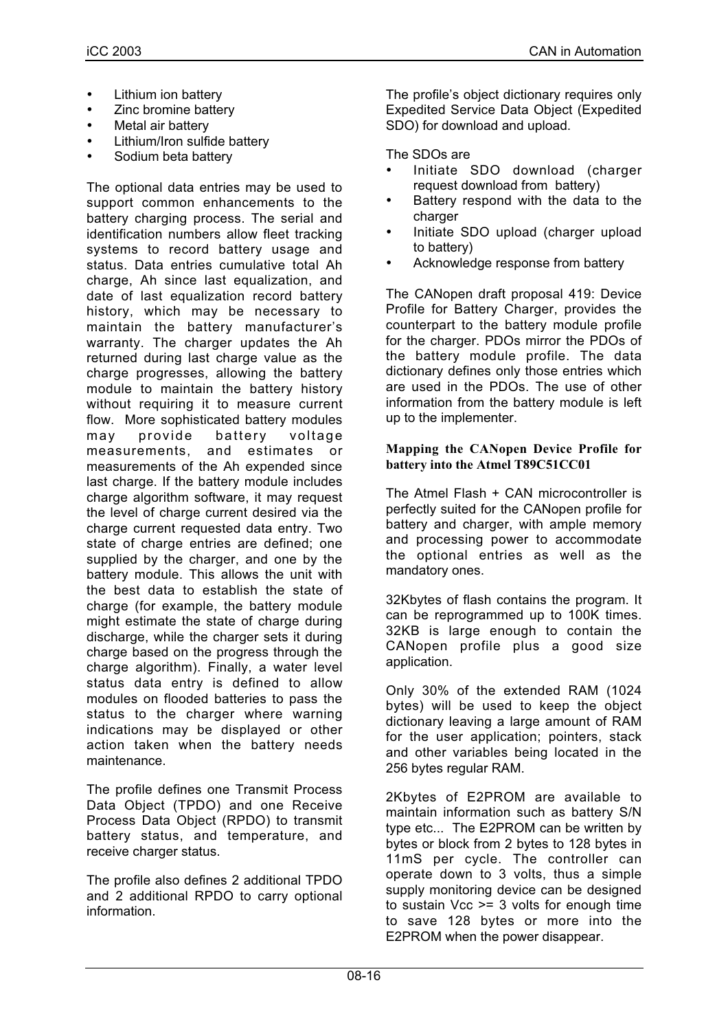- Lithium ion battery
- Zinc bromine battery
- Metal air battery
- Lithium/Iron sulfide battery
- Sodium beta battery

The optional data entries may be used to support common enhancements to the battery charging process. The serial and identification numbers allow fleet tracking systems to record battery usage and status. Data entries cumulative total Ah charge, Ah since last equalization, and date of last equalization record battery history, which may be necessary to maintain the battery manufacturer's warranty. The charger updates the Ah returned during last charge value as the charge progresses, allowing the battery module to maintain the battery history without requiring it to measure current flow. More sophisticated battery modules may provide battery voltage measurements, and estimates or measurements of the Ah expended since last charge. If the battery module includes charge algorithm software, it may request the level of charge current desired via the charge current requested data entry. Two state of charge entries are defined; one supplied by the charger, and one by the battery module. This allows the unit with the best data to establish the state of charge (for example, the battery module might estimate the state of charge during discharge, while the charger sets it during charge based on the progress through the charge algorithm). Finally, a water level status data entry is defined to allow modules on flooded batteries to pass the status to the charger where warning indications may be displayed or other action taken when the battery needs maintenance.

The profile defines one Transmit Process Data Object (TPDO) and one Receive Process Data Object (RPDO) to transmit battery status, and temperature, and receive charger status.

The profile also defines 2 additional TPDO and 2 additional RPDO to carry optional information.

The profile's object dictionary requires only Expedited Service Data Object (Expedited SDO) for download and upload.

The SDOs are

- Initiate SDO download (charger request download from battery)
- Battery respond with the data to the charger
- Initiate SDO upload (charger upload to battery)
- Acknowledge response from battery

The CANopen draft proposal 419: Device Profile for Battery Charger, provides the counterpart to the battery module profile for the charger. PDOs mirror the PDOs of the battery module profile. The data dictionary defines only those entries which are used in the PDOs. The use of other information from the battery module is left up to the implementer.

**Mapping the CANopen Device Profile for battery into the Atmel T89C51CC01**

The Atmel Flash + CAN microcontroller is perfectly suited for the CANopen profile for battery and charger, with ample memory and processing power to accommodate the optional entries as well as the mandatory ones.

32Kbytes of flash contains the program. It can be reprogrammed up to 100K times. 32KB is large enough to contain the CANopen profile plus a good size application.

Only 30% of the extended RAM (1024 bytes) will be used to keep the object dictionary leaving a large amount of RAM for the user application; pointers, stack and other variables being located in the 256 bytes regular RAM.

2Kbytes of E2PROM are available to maintain information such as battery S/N type etc... The E2PROM can be written by bytes or block from 2 bytes to 128 bytes in 11mS per cycle. The controller can operate down to 3 volts, thus a simple supply monitoring device can be designed to sustain Vcc >= 3 volts for enough time to save 128 bytes or more into the E2PROM when the power disappear.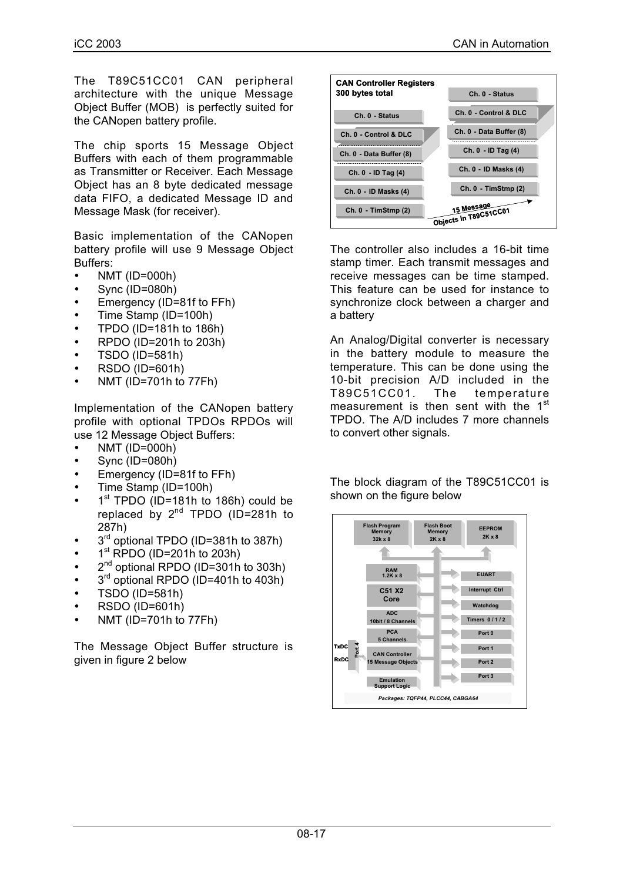The T89C51CC01 CAN peripheral architecture with the unique Message Object Buffer (MOB) is perfectly suited for the CANopen battery profile.

The chip sports 15 Message Object Buffers with each of them programmable as Transmitter or Receiver. Each Message Object has an 8 byte dedicated message data FIFO, a dedicated Message ID and Message Mask (for receiver).

Basic implementation of the CANopen battery profile will use 9 Message Object Buffers:

- NMT (ID=000h)
- Sync (ID=080h)
- Emergency (ID=81f to FFh)
- Time Stamp (ID=100h)
- TPDO (ID=181h to 186h)
- RPDO (ID=201h to 203h)
- TSDO (ID=581h)
- RSDO (ID=601h)
- NMT (ID=701h to 77Fh)

Implementation of the CANopen battery profile with optional TPDOs RPDOs will use 12 Message Object Buffers:

- NMT (ID=000h)
- Sync (ID=080h)
- Emergency (ID=81f to FFh)
- Time Stamp (ID=100h)
- 1st TPDO (ID=181h to 186h) could be replaced by 2nd TPDO (ID=281h to 287h)
- 3rd optional TPDO (ID=381h to 387h)
- 1st RPDO (ID=201h to 203h)
- 2nd optional RPDO (ID=301h to 303h)
- 3rd optional RPDO (ID=401h to 403h)
- TSDO (ID=581h)
- RSDO (ID=601h)
- NMT (ID=701h to 77Fh)

The Message Object Buffer structure is given in figure 2 below

CAN Controller Registers
300 bytes total

Ch. 0 - Status
Ch. 0 - Control & DLC
Ch. 0 - Data Buffer (8)
Ch. 0 - ID Tag (4)
Ch. 0 - ID Masks (4)
Ch. 0 - TimStmp (2)

15 Message Objects in T89C51CC01

The controller also includes a 16-bit time stamp timer. Each transmit messages and receive messages can be time stamped. This feature can be used for instance to synchronize clock between a charger and a battery

An Analog/Digital converter is necessary in the battery module to measure the temperature. This can be done using the 10-bit precision A/D included in the T89C51CC01. The temperature measurement is then sent with the 1st TPDO. The A/D includes 7 more channels to convert other signals.

The block diagram of the T89C51CC01 is shown on the figure below

Flash Program Memory 32k x 8 | Flash Boot Memory 2K x 8 | EEPROM 2K x 8

RAM 1.2K x 8 | C51 X2 Core | ADC 10bit / 8 Channels | PCA 5 Channels | CAN Controller 15 Message Objects | Emulation Support Logic

EUART | Interrupt Ctrl | Watchdog | Timers 0 / 1 / 2 | Port 0 | Port 1 | Port 2 | Port 3

TxDC | RxDC | Port 4

Packages: TQFP44, PLCC44, CABGA64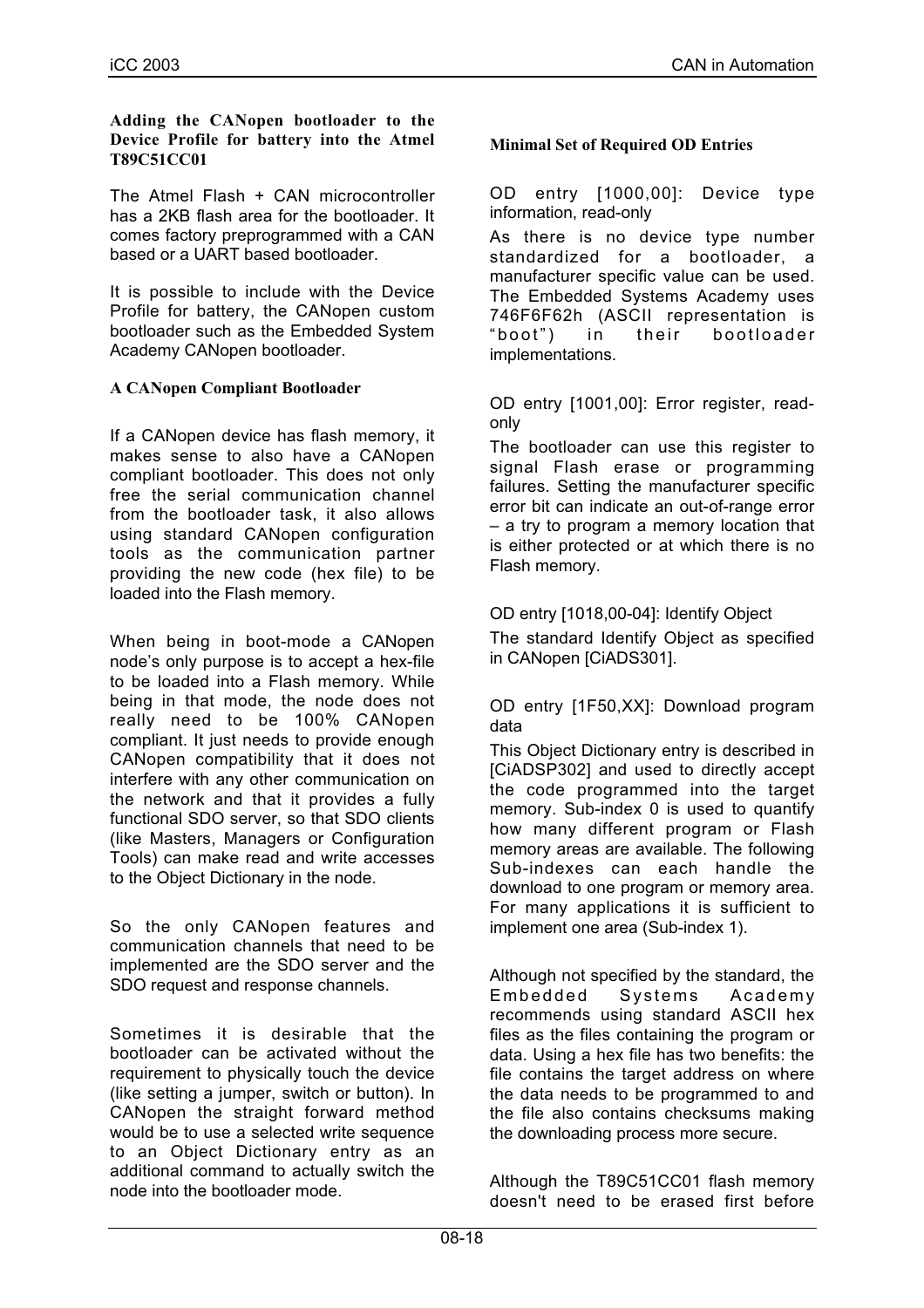### Adding the CANopen bootloader to the Device Profile for battery into the Atmel T89C51CC01

The Atmel Flash + CAN microcontroller has a 2KB flash area for the bootloader. It comes factory preprogrammed with a CAN based or a UART based bootloader.

It is possible to include with the Device Profile for battery, the CANopen custom bootloader such as the Embedded System Academy CANopen bootloader.

### A CANopen Compliant Bootloader

If a CANopen device has flash memory, it makes sense to also have a CANopen compliant bootloader. This does not only free the serial communication channel from the bootloader task, it also allows using standard CANopen configuration tools as the communication partner providing the new code (hex file) to be loaded into the Flash memory.

When being in boot-mode a CANopen node's only purpose is to accept a hex-file to be loaded into a Flash memory. While being in that mode, the node does not really need to be 100% CANopen compliant. It just needs to provide enough CANopen compatibility that it does not interfere with any other communication on the network and that it provides a fully functional SDO server, so that SDO clients (like Masters, Managers or Configuration Tools) can make read and write accesses to the Object Dictionary in the node.

So the only CANopen features and communication channels that need to be implemented are the SDO server and the SDO request and response channels.

Sometimes it is desirable that the bootloader can be activated without the requirement to physically touch the device (like setting a jumper, switch or button). In CANopen the straight forward method would be to use a selected write sequence to an Object Dictionary entry as an additional command to actually switch the node into the bootloader mode.

### Minimal Set of Required OD Entries

OD entry [1000,00]: Device type information, read-only

As there is no device type number standardized for a bootloader, a manufacturer specific value can be used. The Embedded Systems Academy uses 746F6F62h (ASCII representation is "boot") in their bootloader implementations.

OD entry [1001,00]: Error register, read-only

The bootloader can use this register to signal Flash erase or programming failures. Setting the manufacturer specific error bit can indicate an out-of-range error – a try to program a memory location that is either protected or at which there is no Flash memory.

OD entry [1018,00-04]: Identify Object

The standard Identify Object as specified in CANopen [CiADS301].

OD entry [1F50,XX]: Download program data

This Object Dictionary entry is described in [CiADSP302] and used to directly accept the code programmed into the target memory. Sub-index 0 is used to quantify how many different program or Flash memory areas are available. The following Sub-indexes can each handle the download to one program or memory area. For many applications it is sufficient to implement one area (Sub-index 1).

Although not specified by the standard, the Embedded Systems Academy recommends using standard ASCII hex files as the files containing the program or data. Using a hex file has two benefits: the file contains the target address on where the data needs to be programmed to and the file also contains checksums making the downloading process more secure.

Although the T89C51CC01 flash memory doesn't need to be erased first before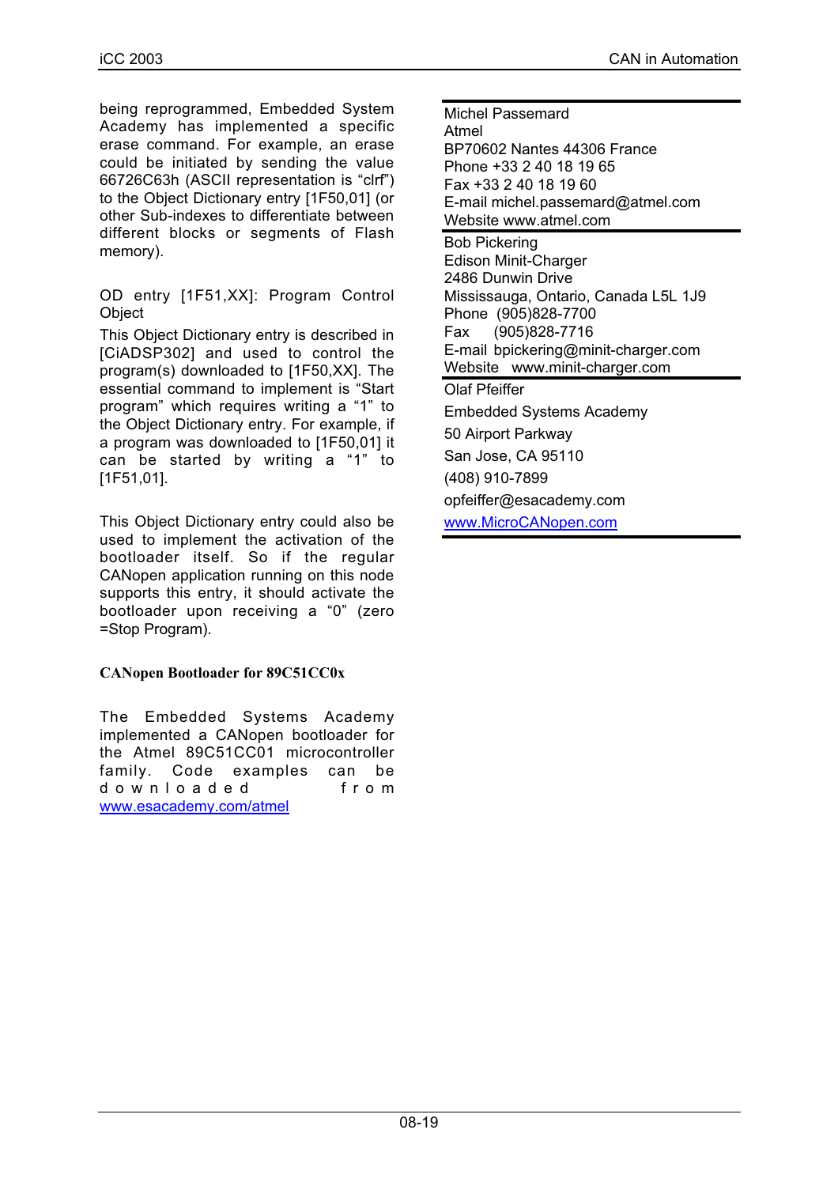being reprogrammed, Embedded System Academy has implemented a specific erase command. For example, an erase could be initiated by sending the value 66726C63h (ASCII representation is "clrf") to the Object Dictionary entry [1F50,01] (or other Sub-indexes to differentiate between different blocks or segments of Flash memory).

OD entry [1F51,XX]: Program Control Object

This Object Dictionary entry is described in [CiADSP302] and used to control the program(s) downloaded to [1F50,XX]. The essential command to implement is "Start program" which requires writing a "1" to the Object Dictionary entry. For example, if a program was downloaded to [1F50,01] it can be started by writing a "1" to [1F51,01].

This Object Dictionary entry could also be used to implement the activation of the bootloader itself. So if the regular CANopen application running on this node supports this entry, it should activate the bootloader upon receiving a "0" (zero =Stop Program).

**CANopen Bootloader for 89C51CC0x**

The Embedded Systems Academy implemented a CANopen bootloader for the Atmel 89C51CC01 microcontroller family. Code examples can be downloaded from www.esacademy.com/atmel

---

Michel Passemard
Atmel
BP70602 Nantes 44306 France
Phone +33 2 40 18 19 65
Fax +33 2 40 18 19 60
E-mail michel.passemard@atmel.com
Website www.atmel.com

---

Bob Pickering
Edison Minit-Charger
2486 Dunwin Drive
Mississauga, Ontario, Canada L5L 1J9
Phone (905)828-7700
Fax (905)828-7716
E-mail bpickering@minit-charger.com
Website www.minit-charger.com

---

Olaf Pfeiffer
Embedded Systems Academy
50 Airport Parkway
San Jose, CA 95110
(408) 910-7899
opfeiffer@esacademy.com
www.MicroCANopen.com